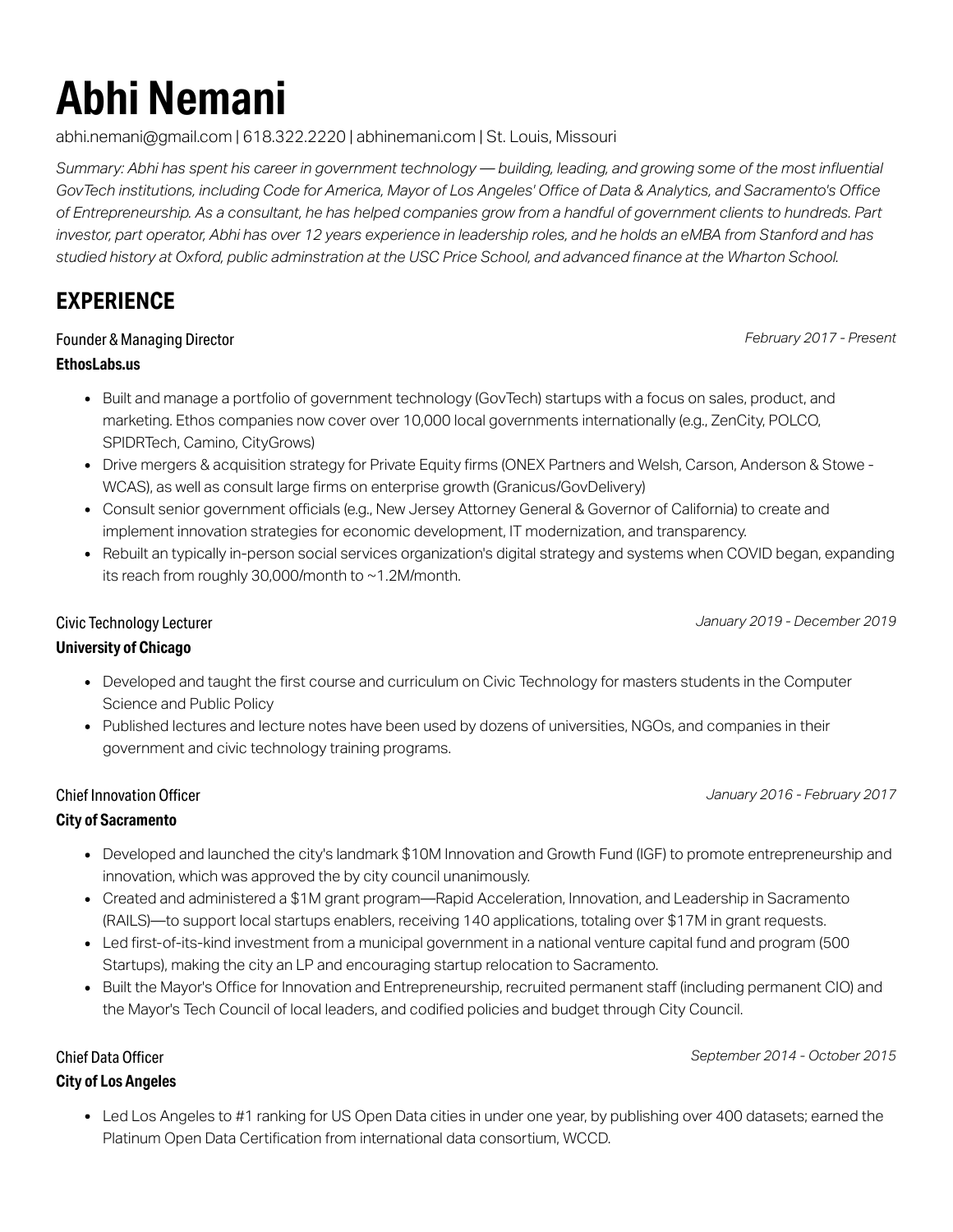# Abhi Nemani

abhi.nemani@gmail.com | 618.322.2220 | abhinemani.com | St. Louis, Missouri

*Summary: Abhi has spent his career in government technology — building, leading, and growing some of the most influential GovTech institutions, including Code for America, Mayor of Los Angeles' Office of Data & Analytics, and Sacramento's Office of Entrepreneurship. As a consultant, he has helped companies grow from a handful of government clients to hundreds. Part investor, part operator, Abhi has over 12 years experience in leadership roles, and he holds an eMBA from Stanford and has studied history at Oxford, public adminstration at the USC Price School, and advanced finance at the Wharton School.*

## EXPERIENCE

Founder & Managing Director — *February 2017 - Present*

**EthosLabs.us**

- Built and manage a portfolio of government technology (GovTech) startups with a focus on sales, product, and marketing. Ethos companies now cover over 10,000 local governments internationally (e.g., ZenCity, POLCO, SPIDRTech, Camino, CityGrows)
- Drive mergers & acquisition strategy for Private Equity firms (ONEX Partners and Welsh, Carson, Anderson & Stowe - WCAS), as well as consult large firms on enterprise growth (Granicus/GovDelivery)
- Consult senior government officials (e.g., New Jersey Attorney General & Governor of California) to create and implement innovation strategies for economic development, IT modernization, and transparency.
- Rebuilt an typically in-person social services organization's digital strategy and systems when COVID began, expanding its reach from roughly 30,000/month to ~1.2M/month.

Civic Technology Lecturer — *January 2019 - December 2019*

**University of Chicago**

- Developed and taught the first course and curriculum on Civic Technology for masters students in the Computer Science and Public Policy
- Published lectures and lecture notes have been used by dozens of universities, NGOs, and companies in their government and civic technology training programs.

Chief Innovation Officer — *January 2016 - February 2017*

**City of Sacramento**

- Developed and launched the city's landmark $10M Innovation and Growth Fund (IGF) to promote entrepreneurship and innovation, which was approved the by city council unanimously.
- Created and administered a $1M grant program—Rapid Acceleration, Innovation, and Leadership in Sacramento (RAILS)—to support local startups enablers, receiving 140 applications, totaling over $17M in grant requests.
- Led first-of-its-kind investment from a municipal government in a national venture capital fund and program (500 Startups), making the city an LP and encouraging startup relocation to Sacramento.
- Built the Mayor's Office for Innovation and Entrepreneurship, recruited permanent staff (including permanent CIO) and the Mayor's Tech Council of local leaders, and codified policies and budget through City Council.

Chief Data Officer — *September 2014 - October 2015*

**City of Los Angeles**

- Led Los Angeles to #1 ranking for US Open Data cities in under one year, by publishing over 400 datasets; earned the Platinum Open Data Certification from international data consortium, WCCD.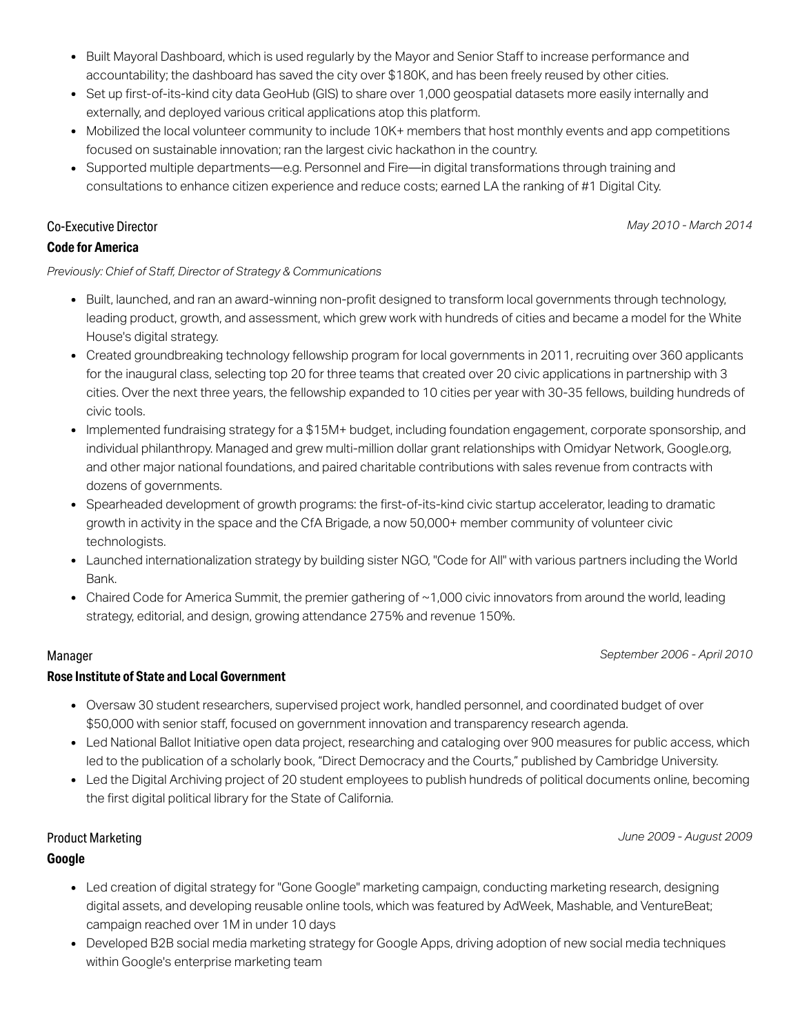- Built Mayoral Dashboard, which is used regularly by the Mayor and Senior Staff to increase performance and accountability; the dashboard has saved the city over $180K, and has been freely reused by other cities.
- Set up first-of-its-kind city data GeoHub (GIS) to share over 1,000 geospatial datasets more easily internally and externally, and deployed various critical applications atop this platform.
- Mobilized the local volunteer community to include 10K+ members that host monthly events and app competitions focused on sustainable innovation; ran the largest civic hackathon in the country.
- Supported multiple departments—e.g. Personnel and Fire—in digital transformations through training and consultations to enhance citizen experience and reduce costs; earned LA the ranking of #1 Digital City.

### Co-Executive Director

*May 2010 - March 2014*

**Code for America**

*Previously: Chief of Staff, Director of Strategy & Communications*

- Built, launched, and ran an award-winning non-profit designed to transform local governments through technology, leading product, growth, and assessment, which grew work with hundreds of cities and became a model for the White House's digital strategy.
- Created groundbreaking technology fellowship program for local governments in 2011, recruiting over 360 applicants for the inaugural class, selecting top 20 for three teams that created over 20 civic applications in partnership with 3 cities. Over the next three years, the fellowship expanded to 10 cities per year with 30-35 fellows, building hundreds of civic tools.
- Implemented fundraising strategy for a $15M+ budget, including foundation engagement, corporate sponsorship, and individual philanthropy. Managed and grew multi-million dollar grant relationships with Omidyar Network, Google.org, and other major national foundations, and paired charitable contributions with sales revenue from contracts with dozens of governments.
- Spearheaded development of growth programs: the first-of-its-kind civic startup accelerator, leading to dramatic growth in activity in the space and the CfA Brigade, a now 50,000+ member community of volunteer civic technologists.
- Launched internationalization strategy by building sister NGO, "Code for All" with various partners including the World Bank.
- Chaired Code for America Summit, the premier gathering of ~1,000 civic innovators from around the world, leading strategy, editorial, and design, growing attendance 275% and revenue 150%.

### Manager

*September 2006 - April 2010*

**Rose Institute of State and Local Government**

- Oversaw 30 student researchers, supervised project work, handled personnel, and coordinated budget of over $50,000 with senior staff, focused on government innovation and transparency research agenda.
- Led National Ballot Initiative open data project, researching and cataloging over 900 measures for public access, which led to the publication of a scholarly book, "Direct Democracy and the Courts," published by Cambridge University.
- Led the Digital Archiving project of 20 student employees to publish hundreds of political documents online, becoming the first digital political library for the State of California.

### Product Marketing

*June 2009 - August 2009*

**Google**

- Led creation of digital strategy for "Gone Google" marketing campaign, conducting marketing research, designing digital assets, and developing reusable online tools, which was featured by AdWeek, Mashable, and VentureBeat; campaign reached over 1M in under 10 days
- Developed B2B social media marketing strategy for Google Apps, driving adoption of new social media techniques within Google's enterprise marketing team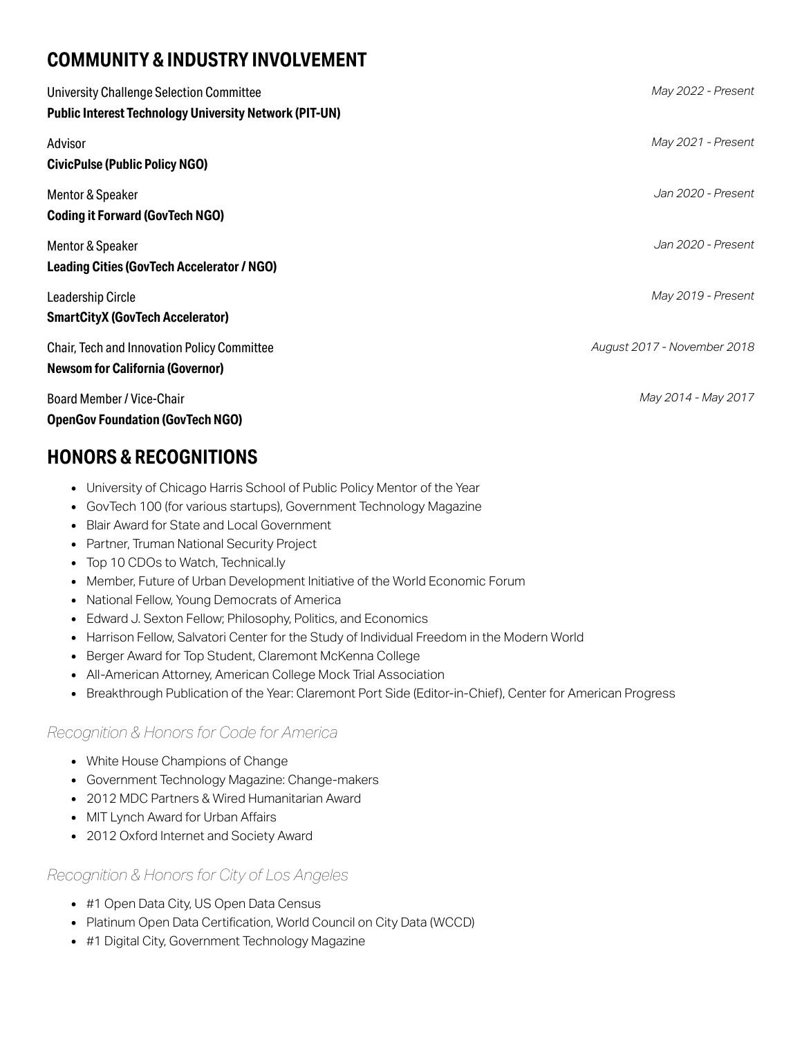## COMMUNITY & INDUSTRY INVOLVEMENT

University Challenge Selection Committee *May 2022 - Present*
**Public Interest Technology University Network (PIT-UN)**

Advisor *May 2021 - Present*
**CivicPulse (Public Policy NGO)**

Mentor & Speaker *Jan 2020 - Present*
**Coding it Forward (GovTech NGO)**

Mentor & Speaker *Jan 2020 - Present*
**Leading Cities (GovTech Accelerator / NGO)**

Leadership Circle *May 2019 - Present*
**SmartCityX (GovTech Accelerator)**

Chair, Tech and Innovation Policy Committee *August 2017 - November 2018*
**Newsom for California (Governor)**

Board Member / Vice-Chair *May 2014 - May 2017*
**OpenGov Foundation (GovTech NGO)**

## HONORS & RECOGNITIONS

- University of Chicago Harris School of Public Policy Mentor of the Year
- GovTech 100 (for various startups), Government Technology Magazine
- Blair Award for State and Local Government
- Partner, Truman National Security Project
- Top 10 CDOs to Watch, Technical.ly
- Member, Future of Urban Development Initiative of the World Economic Forum
- National Fellow, Young Democrats of America
- Edward J. Sexton Fellow; Philosophy, Politics, and Economics
- Harrison Fellow, Salvatori Center for the Study of Individual Freedom in the Modern World
- Berger Award for Top Student, Claremont McKenna College
- All-American Attorney, American College Mock Trial Association
- Breakthrough Publication of the Year: Claremont Port Side (Editor-in-Chief), Center for American Progress

### *Recognition & Honors for Code for America*

- White House Champions of Change
- Government Technology Magazine: Change-makers
- 2012 MDC Partners & Wired Humanitarian Award
- MIT Lynch Award for Urban Affairs
- 2012 Oxford Internet and Society Award

### *Recognition & Honors for City of Los Angeles*

- #1 Open Data City, US Open Data Census
- Platinum Open Data Certification, World Council on City Data (WCCD)
- #1 Digital City, Government Technology Magazine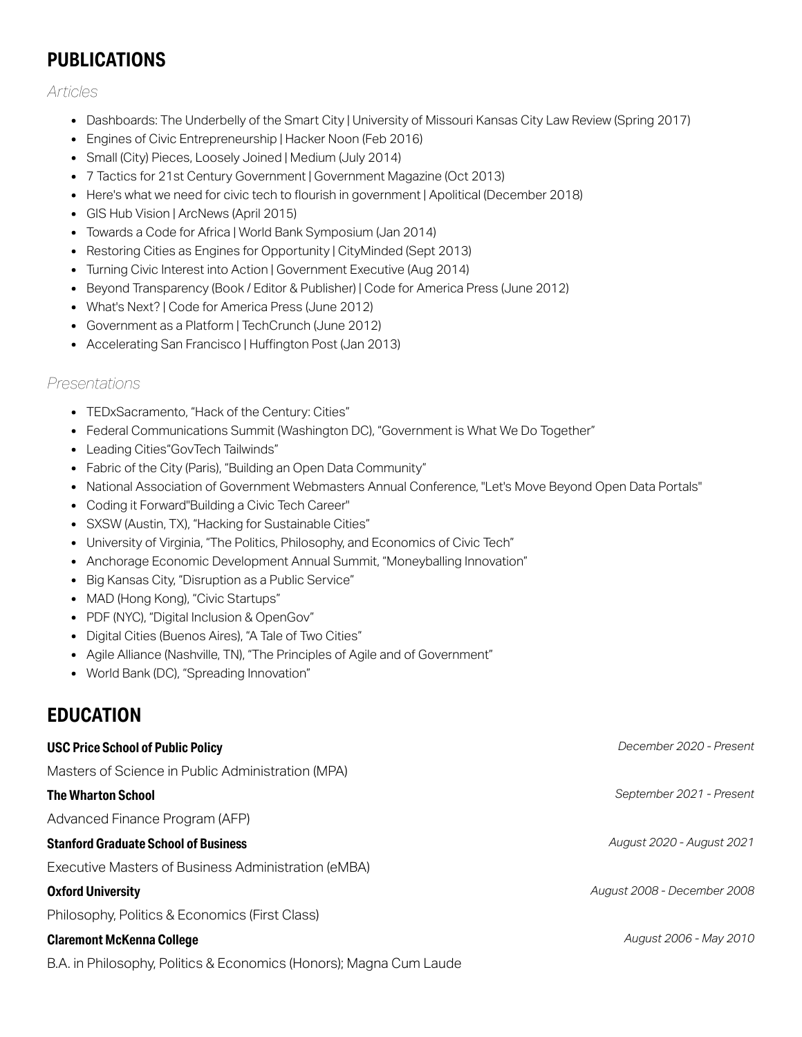## PUBLICATIONS

*Articles*

- Dashboards: The Underbelly of the Smart City | University of Missouri Kansas City Law Review (Spring 2017)
- Engines of Civic Entrepreneurship | Hacker Noon (Feb 2016)
- Small (City) Pieces, Loosely Joined | Medium (July 2014)
- 7 Tactics for 21st Century Government | Government Magazine (Oct 2013)
- Here's what we need for civic tech to flourish in government | Apolitical (December 2018)
- GIS Hub Vision | ArcNews (April 2015)
- Towards a Code for Africa | World Bank Symposium (Jan 2014)
- Restoring Cities as Engines for Opportunity | CityMinded (Sept 2013)
- Turning Civic Interest into Action | Government Executive (Aug 2014)
- Beyond Transparency (Book / Editor & Publisher) | Code for America Press (June 2012)
- What's Next? | Code for America Press (June 2012)
- Government as a Platform | TechCrunch (June 2012)
- Accelerating San Francisco | Huffington Post (Jan 2013)

*Presentations*

- TEDxSacramento, "Hack of the Century: Cities"
- Federal Communications Summit (Washington DC), "Government is What We Do Together"
- Leading Cities"GovTech Tailwinds"
- Fabric of the City (Paris), "Building an Open Data Community"
- National Association of Government Webmasters Annual Conference, "Let's Move Beyond Open Data Portals"
- Coding it Forward"Building a Civic Tech Career"
- SXSW (Austin, TX), "Hacking for Sustainable Cities"
- University of Virginia, "The Politics, Philosophy, and Economics of Civic Tech"
- Anchorage Economic Development Annual Summit, "Moneyballing Innovation"
- Big Kansas City, "Disruption as a Public Service"
- MAD (Hong Kong), "Civic Startups"
- PDF (NYC), "Digital Inclusion & OpenGov"
- Digital Cities (Buenos Aires), "A Tale of Two Cities"
- Agile Alliance (Nashville, TN), "The Principles of Agile and of Government"
- World Bank (DC), "Spreading Innovation"

## EDUCATION

**USC Price School of Public Policy** — *December 2020 - Present*

Masters of Science in Public Administration (MPA)

**The Wharton School** — *September 2021 - Present*

Advanced Finance Program (AFP)

**Stanford Graduate School of Business** — *August 2020 - August 2021*

Executive Masters of Business Administration (eMBA)

**Oxford University** — *August 2008 - December 2008*

Philosophy, Politics & Economics (First Class)

**Claremont McKenna College** — *August 2006 - May 2010*

B.A. in Philosophy, Politics & Economics (Honors); Magna Cum Laude